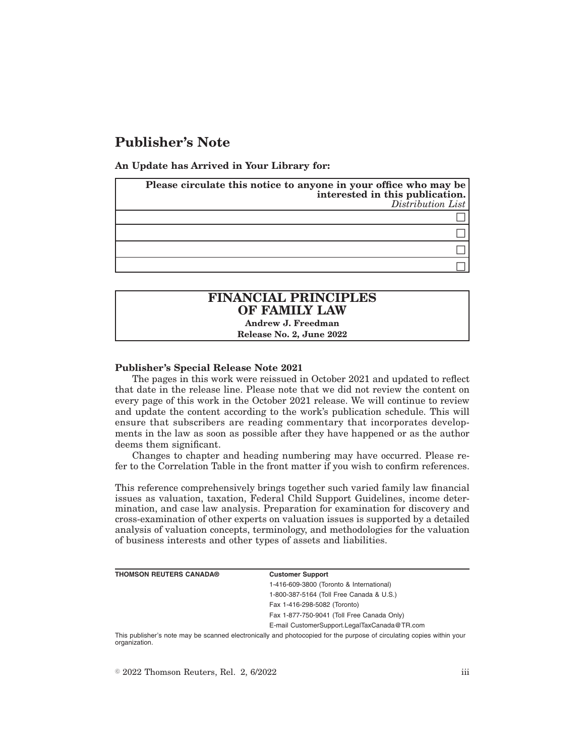# Publisher's Note

**An Update has Arrived in Your Library for:**

| **Please circulate this notice to anyone in your office who may be interested in this publication.** *Distribution List* |
| --- |
| ☐ |
| ☐ |
| ☐ |
| ☐ |

| **FINANCIAL PRINCIPLES OF FAMILY LAW** **Andrew J. Freedman** **Release No. 2, June 2022** |
| --- |

**Publisher's Special Release Note 2021**

The pages in this work were reissued in October 2021 and updated to reflect that date in the release line. Please note that we did not review the content on every page of this work in the October 2021 release. We will continue to review and update the content according to the work's publication schedule. This will ensure that subscribers are reading commentary that incorporates developments in the law as soon as possible after they have happened or as the author deems them significant.

Changes to chapter and heading numbering may have occurred. Please refer to the Correlation Table in the front matter if you wish to confirm references.

This reference comprehensively brings together such varied family law financial issues as valuation, taxation, Federal Child Support Guidelines, income determination, and case law analysis. Preparation for examination for discovery and cross-examination of other experts on valuation issues is supported by a detailed analysis of valuation concepts, terminology, and methodologies for the valuation of business interests and other types of assets and liabilities.

| **THOMSON REUTERS CANADA®** | **Customer Support** |
| --- | --- |
| | 1-416-609-3800 (Toronto & International) |
| | 1-800-387-5164 (Toll Free Canada & U.S.) |
| | Fax 1-416-298-5082 (Toronto) |
| | Fax 1-877-750-9041 (Toll Free Canada Only) |
| | E-mail CustomerSupport.LegalTaxCanada@TR.com |

This publisher's note may be scanned electronically and photocopied for the purpose of circulating copies within your organization.

© 2022 Thomson Reuters, Rel. 2, 6/2022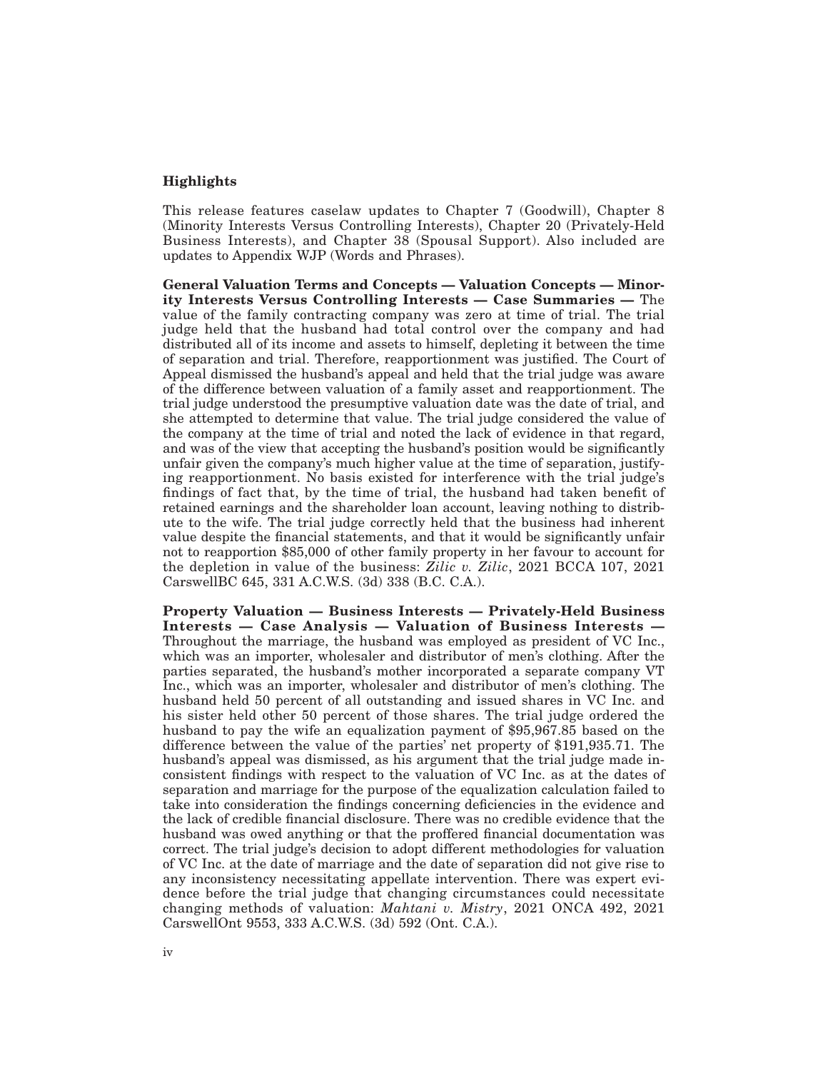## Highlights

This release features caselaw updates to Chapter 7 (Goodwill), Chapter 8 (Minority Interests Versus Controlling Interests), Chapter 20 (Privately-Held Business Interests), and Chapter 38 (Spousal Support). Also included are updates to Appendix WJP (Words and Phrases).

**General Valuation Terms and Concepts — Valuation Concepts — Minority Interests Versus Controlling Interests — Case Summaries —** The value of the family contracting company was zero at time of trial. The trial judge held that the husband had total control over the company and had distributed all of its income and assets to himself, depleting it between the time of separation and trial. Therefore, reapportionment was justified. The Court of Appeal dismissed the husband's appeal and held that the trial judge was aware of the difference between valuation of a family asset and reapportionment. The trial judge understood the presumptive valuation date was the date of trial, and she attempted to determine that value. The trial judge considered the value of the company at the time of trial and noted the lack of evidence in that regard, and was of the view that accepting the husband's position would be significantly unfair given the company's much higher value at the time of separation, justifying reapportionment. No basis existed for interference with the trial judge's findings of fact that, by the time of trial, the husband had taken benefit of retained earnings and the shareholder loan account, leaving nothing to distribute to the wife. The trial judge correctly held that the business had inherent value despite the financial statements, and that it would be significantly unfair not to reapportion $85,000 of other family property in her favour to account for the depletion in value of the business: *Zilic v. Zilic*, 2021 BCCA 107, 2021 CarswellBC 645, 331 A.C.W.S. (3d) 338 (B.C. C.A.).

**Property Valuation — Business Interests — Privately-Held Business Interests — Case Analysis — Valuation of Business Interests —** Throughout the marriage, the husband was employed as president of VC Inc., which was an importer, wholesaler and distributor of men's clothing. After the parties separated, the husband's mother incorporated a separate company VT Inc., which was an importer, wholesaler and distributor of men's clothing. The husband held 50 percent of all outstanding and issued shares in VC Inc. and his sister held other 50 percent of those shares. The trial judge ordered the husband to pay the wife an equalization payment of $95,967.85 based on the difference between the value of the parties' net property of $191,935.71. The husband's appeal was dismissed, as his argument that the trial judge made inconsistent findings with respect to the valuation of VC Inc. as at the dates of separation and marriage for the purpose of the equalization calculation failed to take into consideration the findings concerning deficiencies in the evidence and the lack of credible financial disclosure. There was no credible evidence that the husband was owed anything or that the proffered financial documentation was correct. The trial judge's decision to adopt different methodologies for valuation of VC Inc. at the date of marriage and the date of separation did not give rise to any inconsistency necessitating appellate intervention. There was expert evidence before the trial judge that changing circumstances could necessitate changing methods of valuation: *Mahtani v. Mistry*, 2021 ONCA 492, 2021 CarswellOnt 9553, 333 A.C.W.S. (3d) 592 (Ont. C.A.).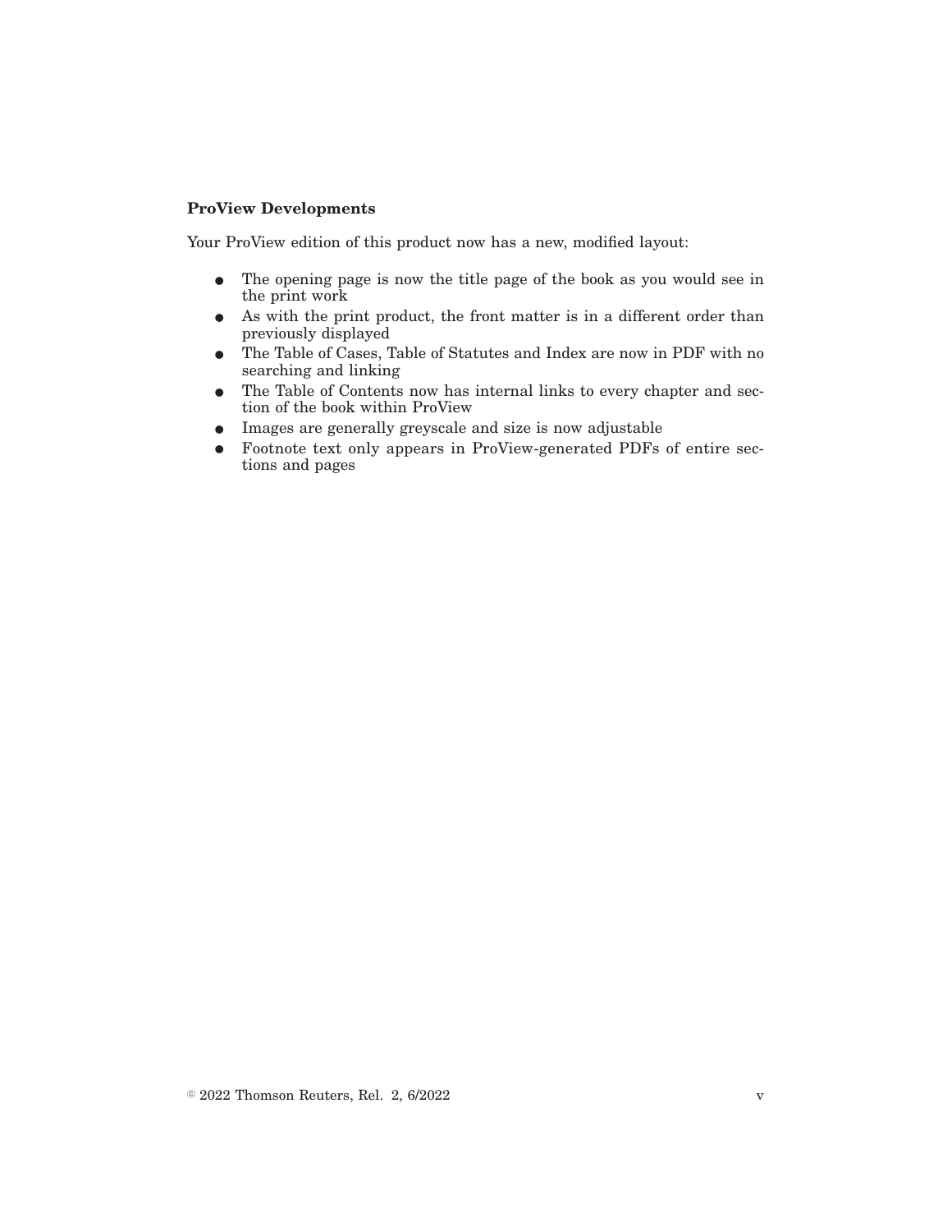**ProView Developments**

Your ProView edition of this product now has a new, modified layout:

- The opening page is now the title page of the book as you would see in the print work
- As with the print product, the front matter is in a different order than previously displayed
- The Table of Cases, Table of Statutes and Index are now in PDF with no searching and linking
- The Table of Contents now has internal links to every chapter and section of the book within ProView
- Images are generally greyscale and size is now adjustable
- Footnote text only appears in ProView-generated PDFs of entire sections and pages